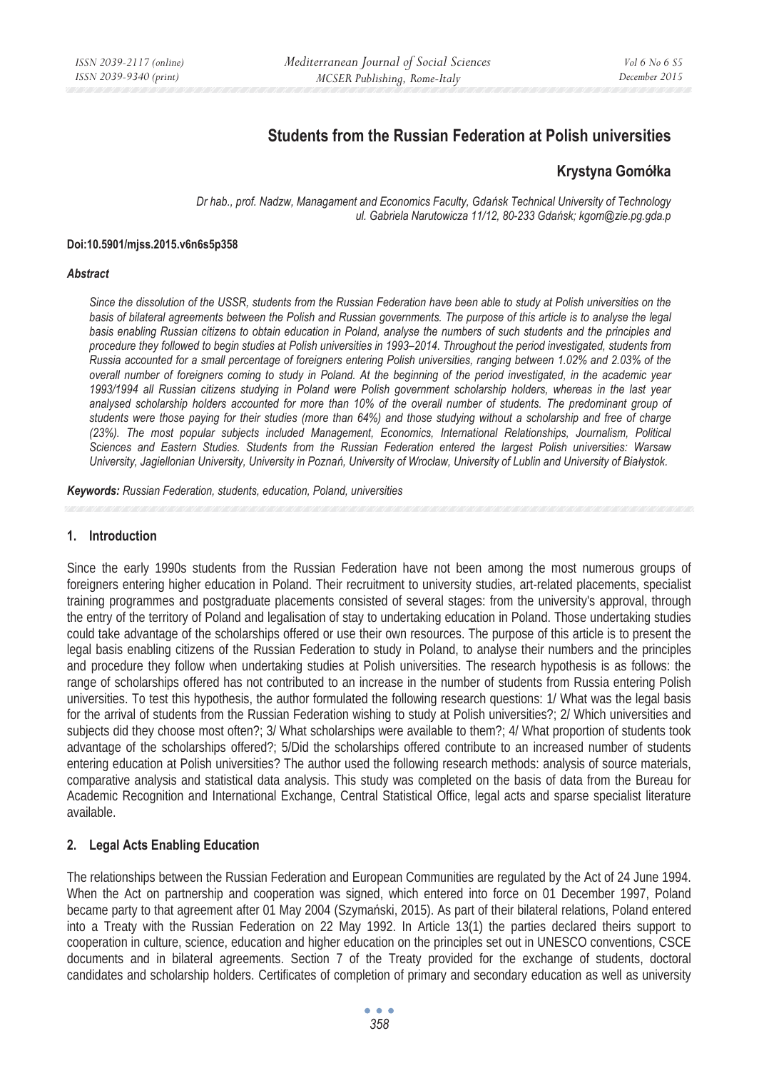# Students from the Russian Federation at Polish universities

## Krystyna Gomółka

*Dr hab., prof. Nadzw, Managament and Economics Faculty, Gdańsk Technical University of Technology ul. Gabriela Narutowicza 11/12, 80-233 Gdańsk; kgom@zie.pg.gda.p*

**Doi:10.5901/mjss.2015.v6n6s5p358**

***Abstract***

*Since the dissolution of the USSR, students from the Russian Federation have been able to study at Polish universities on the basis of bilateral agreements between the Polish and Russian governments. The purpose of this article is to analyse the legal basis enabling Russian citizens to obtain education in Poland, analyse the numbers of such students and the principles and procedure they followed to begin studies at Polish universities in 1993–2014. Throughout the period investigated, students from Russia accounted for a small percentage of foreigners entering Polish universities, ranging between 1.02% and 2.03% of the overall number of foreigners coming to study in Poland. At the beginning of the period investigated, in the academic year 1993/1994 all Russian citizens studying in Poland were Polish government scholarship holders, whereas in the last year analysed scholarship holders accounted for more than 10% of the overall number of students. The predominant group of students were those paying for their studies (more than 64%) and those studying without a scholarship and free of charge (23%). The most popular subjects included Management, Economics, International Relationships, Journalism, Political Sciences and Eastern Studies. Students from the Russian Federation entered the largest Polish universities: Warsaw University, Jagiellonian University, University in Poznań, University of Wrocław, University of Lublin and University of Białystok.*

***Keywords:** Russian Federation, students, education, Poland, universities*

## 1. Introduction

Since the early 1990s students from the Russian Federation have not been among the most numerous groups of foreigners entering higher education in Poland. Their recruitment to university studies, art-related placements, specialist training programmes and postgraduate placements consisted of several stages: from the university's approval, through the entry of the territory of Poland and legalisation of stay to undertaking education in Poland. Those undertaking studies could take advantage of the scholarships offered or use their own resources. The purpose of this article is to present the legal basis enabling citizens of the Russian Federation to study in Poland, to analyse their numbers and the principles and procedure they follow when undertaking studies at Polish universities. The research hypothesis is as follows: the range of scholarships offered has not contributed to an increase in the number of students from Russia entering Polish universities. To test this hypothesis, the author formulated the following research questions: 1/ What was the legal basis for the arrival of students from the Russian Federation wishing to study at Polish universities?; 2/ Which universities and subjects did they choose most often?; 3/ What scholarships were available to them?; 4/ What proportion of students took advantage of the scholarships offered?; 5/Did the scholarships offered contribute to an increased number of students entering education at Polish universities? The author used the following research methods: analysis of source materials, comparative analysis and statistical data analysis. This study was completed on the basis of data from the Bureau for Academic Recognition and International Exchange, Central Statistical Office, legal acts and sparse specialist literature available.

## 2. Legal Acts Enabling Education

The relationships between the Russian Federation and European Communities are regulated by the Act of 24 June 1994. When the Act on partnership and cooperation was signed, which entered into force on 01 December 1997, Poland became party to that agreement after 01 May 2004 (Szymański, 2015). As part of their bilateral relations, Poland entered into a Treaty with the Russian Federation on 22 May 1992. In Article 13(1) the parties declared theirs support to cooperation in culture, science, education and higher education on the principles set out in UNESCO conventions, CSCE documents and in bilateral agreements. Section 7 of the Treaty provided for the exchange of students, doctoral candidates and scholarship holders. Certificates of completion of primary and secondary education as well as university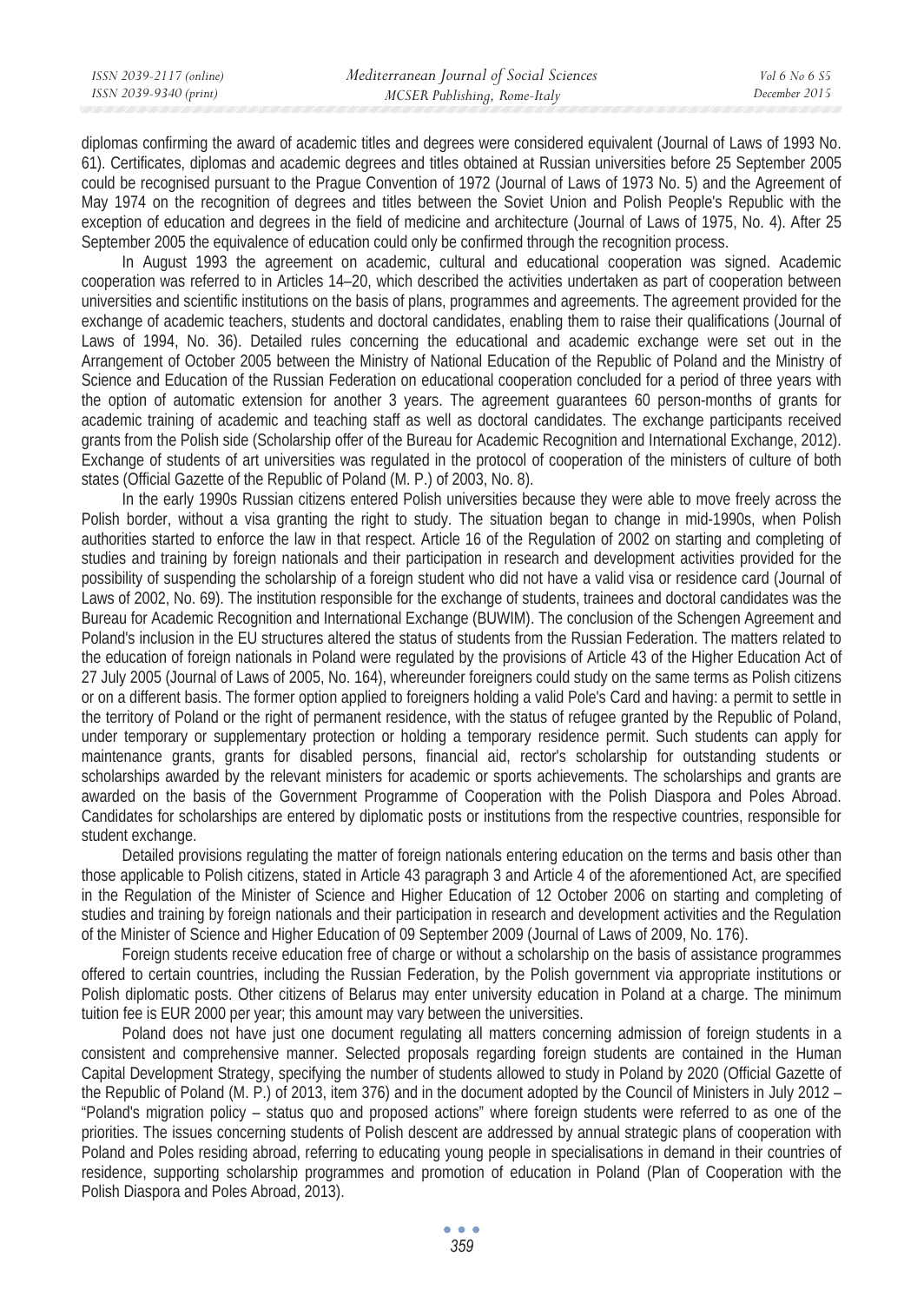diplomas confirming the award of academic titles and degrees were considered equivalent (Journal of Laws of 1993 No. 61). Certificates, diplomas and academic degrees and titles obtained at Russian universities before 25 September 2005 could be recognised pursuant to the Prague Convention of 1972 (Journal of Laws of 1973 No. 5) and the Agreement of May 1974 on the recognition of degrees and titles between the Soviet Union and Polish People's Republic with the exception of education and degrees in the field of medicine and architecture (Journal of Laws of 1975, No. 4). After 25 September 2005 the equivalence of education could only be confirmed through the recognition process.

In August 1993 the agreement on academic, cultural and educational cooperation was signed. Academic cooperation was referred to in Articles 14–20, which described the activities undertaken as part of cooperation between universities and scientific institutions on the basis of plans, programmes and agreements. The agreement provided for the exchange of academic teachers, students and doctoral candidates, enabling them to raise their qualifications (Journal of Laws of 1994, No. 36). Detailed rules concerning the educational and academic exchange were set out in the Arrangement of October 2005 between the Ministry of National Education of the Republic of Poland and the Ministry of Science and Education of the Russian Federation on educational cooperation concluded for a period of three years with the option of automatic extension for another 3 years. The agreement guarantees 60 person-months of grants for academic training of academic and teaching staff as well as doctoral candidates. The exchange participants received grants from the Polish side (Scholarship offer of the Bureau for Academic Recognition and International Exchange, 2012). Exchange of students of art universities was regulated in the protocol of cooperation of the ministers of culture of both states (Official Gazette of the Republic of Poland (M. P.) of 2003, No. 8).

In the early 1990s Russian citizens entered Polish universities because they were able to move freely across the Polish border, without a visa granting the right to study. The situation began to change in mid-1990s, when Polish authorities started to enforce the law in that respect. Article 16 of the Regulation of 2002 on starting and completing of studies and training by foreign nationals and their participation in research and development activities provided for the possibility of suspending the scholarship of a foreign student who did not have a valid visa or residence card (Journal of Laws of 2002, No. 69). The institution responsible for the exchange of students, trainees and doctoral candidates was the Bureau for Academic Recognition and International Exchange (BUWIM). The conclusion of the Schengen Agreement and Poland's inclusion in the EU structures altered the status of students from the Russian Federation. The matters related to the education of foreign nationals in Poland were regulated by the provisions of Article 43 of the Higher Education Act of 27 July 2005 (Journal of Laws of 2005, No. 164), whereunder foreigners could study on the same terms as Polish citizens or on a different basis. The former option applied to foreigners holding a valid Pole's Card and having: a permit to settle in the territory of Poland or the right of permanent residence, with the status of refugee granted by the Republic of Poland, under temporary or supplementary protection or holding a temporary residence permit. Such students can apply for maintenance grants, grants for disabled persons, financial aid, rector's scholarship for outstanding students or scholarships awarded by the relevant ministers for academic or sports achievements. The scholarships and grants are awarded on the basis of the Government Programme of Cooperation with the Polish Diaspora and Poles Abroad. Candidates for scholarships are entered by diplomatic posts or institutions from the respective countries, responsible for student exchange.

Detailed provisions regulating the matter of foreign nationals entering education on the terms and basis other than those applicable to Polish citizens, stated in Article 43 paragraph 3 and Article 4 of the aforementioned Act, are specified in the Regulation of the Minister of Science and Higher Education of 12 October 2006 on starting and completing of studies and training by foreign nationals and their participation in research and development activities and the Regulation of the Minister of Science and Higher Education of 09 September 2009 (Journal of Laws of 2009, No. 176).

Foreign students receive education free of charge or without a scholarship on the basis of assistance programmes offered to certain countries, including the Russian Federation, by the Polish government via appropriate institutions or Polish diplomatic posts. Other citizens of Belarus may enter university education in Poland at a charge. The minimum tuition fee is EUR 2000 per year; this amount may vary between the universities.

Poland does not have just one document regulating all matters concerning admission of foreign students in a consistent and comprehensive manner. Selected proposals regarding foreign students are contained in the Human Capital Development Strategy, specifying the number of students allowed to study in Poland by 2020 (Official Gazette of the Republic of Poland (M. P.) of 2013, item 376) and in the document adopted by the Council of Ministers in July 2012 – "Poland's migration policy – status quo and proposed actions" where foreign students were referred to as one of the priorities. The issues concerning students of Polish descent are addressed by annual strategic plans of cooperation with Poland and Poles residing abroad, referring to educating young people in specialisations in demand in their countries of residence, supporting scholarship programmes and promotion of education in Poland (Plan of Cooperation with the Polish Diaspora and Poles Abroad, 2013).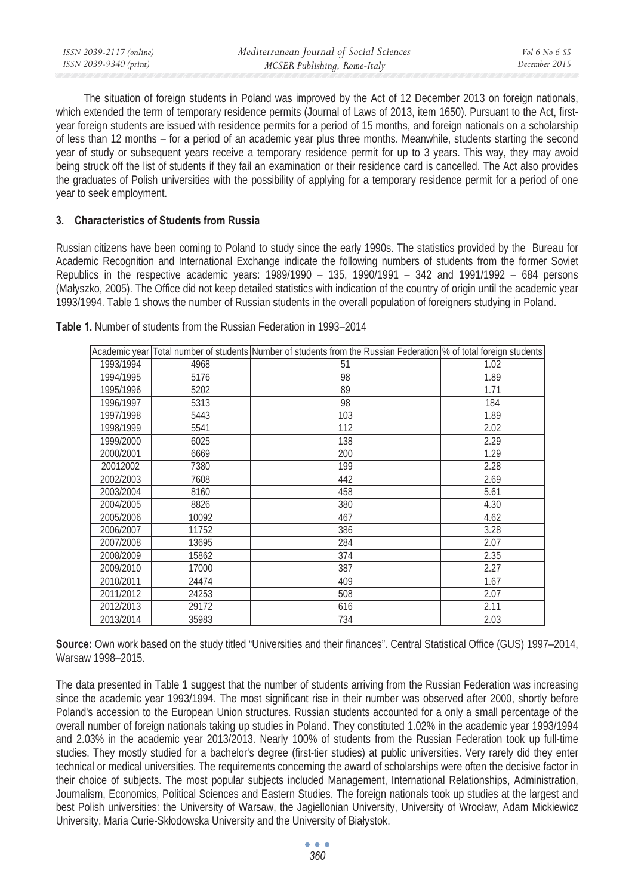The situation of foreign students in Poland was improved by the Act of 12 December 2013 on foreign nationals, which extended the term of temporary residence permits (Journal of Laws of 2013, item 1650). Pursuant to the Act, first-year foreign students are issued with residence permits for a period of 15 months, and foreign nationals on a scholarship of less than 12 months – for a period of an academic year plus three months. Meanwhile, students starting the second year of study or subsequent years receive a temporary residence permit for up to 3 years. This way, they may avoid being struck off the list of students if they fail an examination or their residence card is cancelled. The Act also provides the graduates of Polish universities with the possibility of applying for a temporary residence permit for a period of one year to seek employment.

### 3. Characteristics of Students from Russia

Russian citizens have been coming to Poland to study since the early 1990s. The statistics provided by the Bureau for Academic Recognition and International Exchange indicate the following numbers of students from the former Soviet Republics in the respective academic years: 1989/1990 – 135, 1990/1991 – 342 and 1991/1992 – 684 persons (Małyszko, 2005). The Office did not keep detailed statistics with indication of the country of origin until the academic year 1993/1994. Table 1 shows the number of Russian students in the overall population of foreigners studying in Poland.

**Table 1.** Number of students from the Russian Federation in 1993–2014

| Academic year | Total number of students | Number of students from the Russian Federation | % of total foreign students |
|---|---|---|---|
| 1993/1994 | 4968 | 51 | 1.02 |
| 1994/1995 | 5176 | 98 | 1.89 |
| 1995/1996 | 5202 | 89 | 1.71 |
| 1996/1997 | 5313 | 98 | 184 |
| 1997/1998 | 5443 | 103 | 1.89 |
| 1998/1999 | 5541 | 112 | 2.02 |
| 1999/2000 | 6025 | 138 | 2.29 |
| 2000/2001 | 6669 | 200 | 1.29 |
| 20012002 | 7380 | 199 | 2.28 |
| 2002/2003 | 7608 | 442 | 2.69 |
| 2003/2004 | 8160 | 458 | 5.61 |
| 2004/2005 | 8826 | 380 | 4.30 |
| 2005/2006 | 10092 | 467 | 4.62 |
| 2006/2007 | 11752 | 386 | 3.28 |
| 2007/2008 | 13695 | 284 | 2.07 |
| 2008/2009 | 15862 | 374 | 2.35 |
| 2009/2010 | 17000 | 387 | 2.27 |
| 2010/2011 | 24474 | 409 | 1.67 |
| 2011/2012 | 24253 | 508 | 2.07 |
| 2012/2013 | 29172 | 616 | 2.11 |
| 2013/2014 | 35983 | 734 | 2.03 |

**Source:** Own work based on the study titled "Universities and their finances". Central Statistical Office (GUS) 1997–2014, Warsaw 1998–2015.

The data presented in Table 1 suggest that the number of students arriving from the Russian Federation was increasing since the academic year 1993/1994. The most significant rise in their number was observed after 2000, shortly before Poland's accession to the European Union structures. Russian students accounted for a only a small percentage of the overall number of foreign nationals taking up studies in Poland. They constituted 1.02% in the academic year 1993/1994 and 2.03% in the academic year 2013/2013. Nearly 100% of students from the Russian Federation took up full-time studies. They mostly studied for a bachelor's degree (first-tier studies) at public universities. Very rarely did they enter technical or medical universities. The requirements concerning the award of scholarships were often the decisive factor in their choice of subjects. The most popular subjects included Management, International Relationships, Administration, Journalism, Economics, Political Sciences and Eastern Studies. The foreign nationals took up studies at the largest and best Polish universities: the University of Warsaw, the Jagiellonian University, University of Wrocław, Adam Mickiewicz University, Maria Curie-Skłodowska University and the University of Białystok.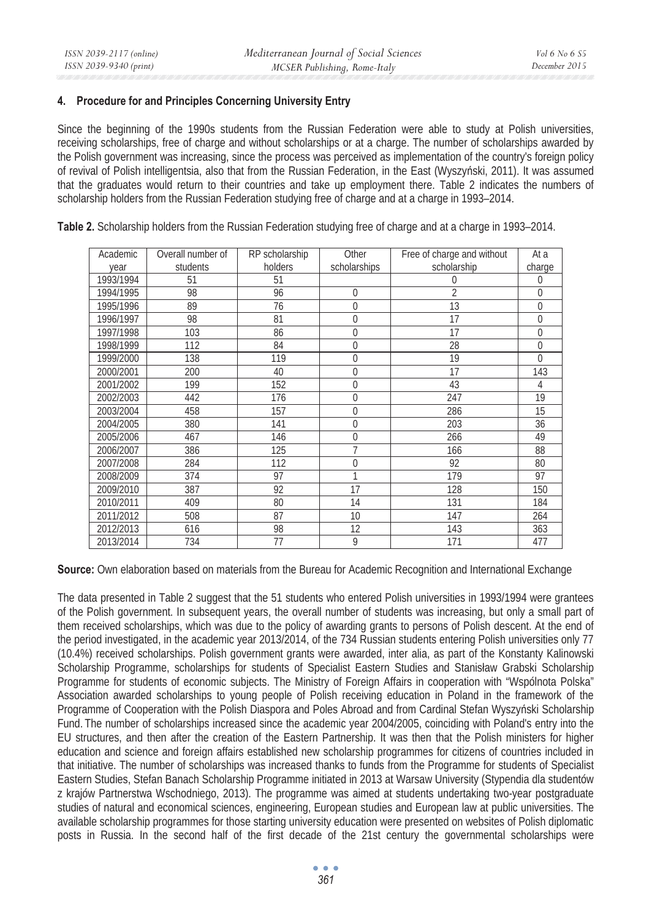## 4. Procedure for and Principles Concerning University Entry

Since the beginning of the 1990s students from the Russian Federation were able to study at Polish universities, receiving scholarships, free of charge and without scholarships or at a charge. The number of scholarships awarded by the Polish government was increasing, since the process was perceived as implementation of the country's foreign policy of revival of Polish intelligentsia, also that from the Russian Federation, in the East (Wyszyński, 2011). It was assumed that the graduates would return to their countries and take up employment there. Table 2 indicates the numbers of scholarship holders from the Russian Federation studying free of charge and at a charge in 1993–2014.

**Table 2.** Scholarship holders from the Russian Federation studying free of charge and at a charge in 1993–2014.

| Academic year | Overall number of students | RP scholarship holders | Other scholarships | Free of charge and without scholarship | At a charge |
|---|---|---|---|---|---|
| 1993/1994 | 51 | 51 | | 0 | 0 |
| 1994/1995 | 98 | 96 | 0 | 2 | 0 |
| 1995/1996 | 89 | 76 | 0 | 13 | 0 |
| 1996/1997 | 98 | 81 | 0 | 17 | 0 |
| 1997/1998 | 103 | 86 | 0 | 17 | 0 |
| 1998/1999 | 112 | 84 | 0 | 28 | 0 |
| 1999/2000 | 138 | 119 | 0 | 19 | 0 |
| 2000/2001 | 200 | 40 | 0 | 17 | 143 |
| 2001/2002 | 199 | 152 | 0 | 43 | 4 |
| 2002/2003 | 442 | 176 | 0 | 247 | 19 |
| 2003/2004 | 458 | 157 | 0 | 286 | 15 |
| 2004/2005 | 380 | 141 | 0 | 203 | 36 |
| 2005/2006 | 467 | 146 | 0 | 266 | 49 |
| 2006/2007 | 386 | 125 | 7 | 166 | 88 |
| 2007/2008 | 284 | 112 | 0 | 92 | 80 |
| 2008/2009 | 374 | 97 | 1 | 179 | 97 |
| 2009/2010 | 387 | 92 | 17 | 128 | 150 |
| 2010/2011 | 409 | 80 | 14 | 131 | 184 |
| 2011/2012 | 508 | 87 | 10 | 147 | 264 |
| 2012/2013 | 616 | 98 | 12 | 143 | 363 |
| 2013/2014 | 734 | 77 | 9 | 171 | 477 |

**Source:** Own elaboration based on materials from the Bureau for Academic Recognition and International Exchange

The data presented in Table 2 suggest that the 51 students who entered Polish universities in 1993/1994 were grantees of the Polish government. In subsequent years, the overall number of students was increasing, but only a small part of them received scholarships, which was due to the policy of awarding grants to persons of Polish descent. At the end of the period investigated, in the academic year 2013/2014, of the 734 Russian students entering Polish universities only 77 (10.4%) received scholarships. Polish government grants were awarded, inter alia, as part of the Konstanty Kalinowski Scholarship Programme, scholarships for students of Specialist Eastern Studies and Stanisław Grabski Scholarship Programme for students of economic subjects. The Ministry of Foreign Affairs in cooperation with "Wspólnota Polska" Association awarded scholarships to young people of Polish receiving education in Poland in the framework of the Programme of Cooperation with the Polish Diaspora and Poles Abroad and from Cardinal Stefan Wyszyński Scholarship Fund. The number of scholarships increased since the academic year 2004/2005, coinciding with Poland's entry into the EU structures, and then after the creation of the Eastern Partnership. It was then that the Polish ministers for higher education and science and foreign affairs established new scholarship programmes for citizens of countries included in that initiative. The number of scholarships was increased thanks to funds from the Programme for students of Specialist Eastern Studies, Stefan Banach Scholarship Programme initiated in 2013 at Warsaw University (Stypendia dla studentów z krajów Partnerstwa Wschodniego, 2013). The programme was aimed at students undertaking two-year postgraduate studies of natural and economical sciences, engineering, European studies and European law at public universities. The available scholarship programmes for those starting university education were presented on websites of Polish diplomatic posts in Russia. In the second half of the first decade of the 21st century the governmental scholarships were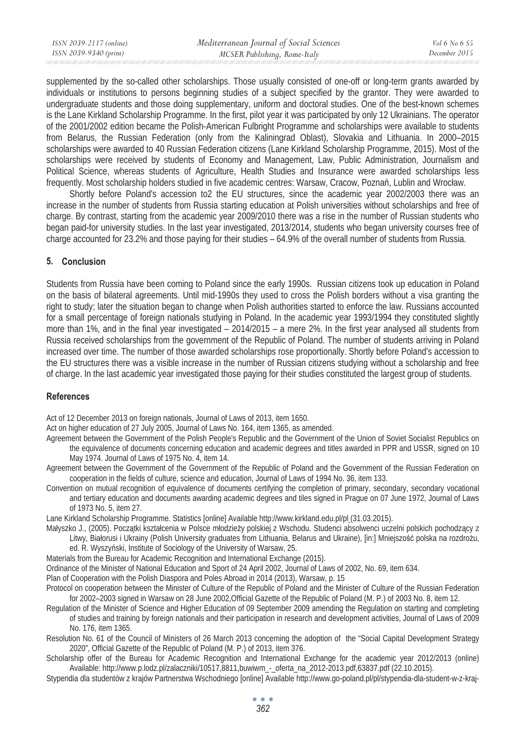supplemented by the so-called other scholarships. Those usually consisted of one-off or long-term grants awarded by individuals or institutions to persons beginning studies of a subject specified by the grantor. They were awarded to undergraduate students and those doing supplementary, uniform and doctoral studies. One of the best-known schemes is the Lane Kirkland Scholarship Programme. In the first, pilot year it was participated by only 12 Ukrainians. The operator of the 2001/2002 edition became the Polish-American Fulbright Programme and scholarships were available to students from Belarus, the Russian Federation (only from the Kaliningrad Oblast), Slovakia and Lithuania. In 2000–2015 scholarships were awarded to 40 Russian Federation citizens (Lane Kirkland Scholarship Programme, 2015). Most of the scholarships were received by students of Economy and Management, Law, Public Administration, Journalism and Political Science, whereas students of Agriculture, Health Studies and Insurance were awarded scholarships less frequently. Most scholarship holders studied in five academic centres: Warsaw, Cracow, Poznań, Lublin and Wrocław.

Shortly before Poland's accession to2 the EU structures, since the academic year 2002/2003 there was an increase in the number of students from Russia starting education at Polish universities without scholarships and free of charge. By contrast, starting from the academic year 2009/2010 there was a rise in the number of Russian students who began paid-for university studies. In the last year investigated, 2013/2014, students who began university courses free of charge accounted for 23.2% and those paying for their studies – 64.9% of the overall number of students from Russia.

## 5. Conclusion

Students from Russia have been coming to Poland since the early 1990s. Russian citizens took up education in Poland on the basis of bilateral agreements. Until mid-1990s they used to cross the Polish borders without a visa granting the right to study; later the situation began to change when Polish authorities started to enforce the law. Russians accounted for a small percentage of foreign nationals studying in Poland. In the academic year 1993/1994 they constituted slightly more than 1%, and in the final year investigated – 2014/2015 – a mere 2%. In the first year analysed all students from Russia received scholarships from the government of the Republic of Poland. The number of students arriving in Poland increased over time. The number of those awarded scholarships rose proportionally. Shortly before Poland's accession to the EU structures there was a visible increase in the number of Russian citizens studying without a scholarship and free of charge. In the last academic year investigated those paying for their studies constituted the largest group of students.

## References

Act of 12 December 2013 on foreign nationals, Journal of Laws of 2013, item 1650.

Act on higher education of 27 July 2005, Journal of Laws No. 164, item 1365, as amended.

Agreement between the Government of the Polish People's Republic and the Government of the Union of Soviet Socialist Republics on the equivalence of documents concerning education and academic degrees and titles awarded in PPR and USSR, signed on 10 May 1974. Journal of Laws of 1975 No. 4, item 14.

Agreement between the Government of the Government of the Republic of Poland and the Government of the Russian Federation on cooperation in the fields of culture, science and education, Journal of Laws of 1994 No. 36, item 133.

Convention on mutual recognition of equivalence of documents certifying the completion of primary, secondary, secondary vocational and tertiary education and documents awarding academic degrees and tiles signed in Prague on 07 June 1972, Journal of Laws of 1973 No. 5, item 27.

Lane Kirkland Scholarship Programme. Statistics [online] Available http://www.kirkland.edu.pl/pl (31.03.2015).

Małyszko J., (2005). Początki kształcenia w Polsce młodzieży polskiej z Wschodu. Studenci absolwenci uczelni polskich pochodzący z Litwy, Białorusi i Ukrainy (Polish University graduates from Lithuania, Belarus and Ukraine), [in:] Mniejszość polska na rozdrożu, ed. R. Wyszyński, Institute of Sociology of the University of Warsaw, 25.

Materials from the Bureau for Academic Recognition and International Exchange (2015).

Ordinance of the Minister of National Education and Sport of 24 April 2002, Journal of Laws of 2002, No. 69, item 634.

Plan of Cooperation with the Polish Diaspora and Poles Abroad in 2014 (2013), Warsaw, p. 15

Protocol on cooperation between the Minister of Culture of the Republic of Poland and the Minister of Culture of the Russian Federation for 2002–2003 signed in Warsaw on 28 June 2002,Official Gazette of the Republic of Poland (M. P.) of 2003 No. 8, item 12.

Regulation of the Minister of Science and Higher Education of 09 September 2009 amending the Regulation on starting and completing of studies and training by foreign nationals and their participation in research and development activities, Journal of Laws of 2009 No. 176, item 1365.

Resolution No. 61 of the Council of Ministers of 26 March 2013 concerning the adoption of the "Social Capital Development Strategy 2020", Official Gazette of the Republic of Poland (M. P.) of 2013, item 376.

Scholarship offer of the Bureau for Academic Recognition and International Exchange for the academic year 2012/2013 (online) Available: http://www.p.lodz.pl/zalaczniki/10517,8811,buwiwm_-_oferta_na_2012-2013.pdf,63837.pdf (22.10.2015).

Stypendia dla studentów z krajów Partnerstwa Wschodniego [online] Available http://www.go-poland.pl/pl/stypendia-dla-student-w-z-kraj-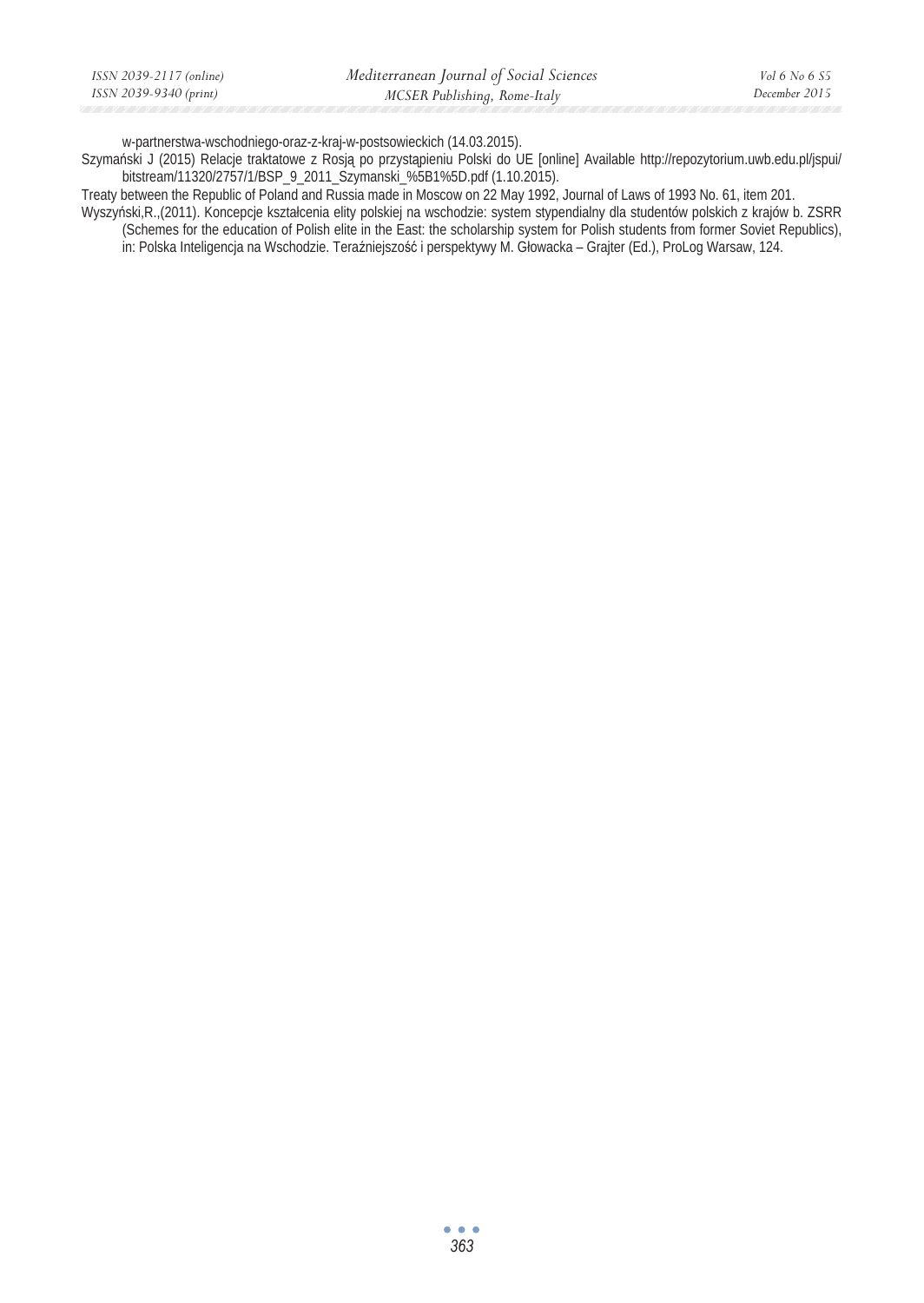w-partnerstwa-wschodniego-oraz-z-kraj-w-postsowieckich (14.03.2015).

Szymański J (2015) Relacje traktatowe z Rosją po przystąpieniu Polski do UE [online] Available http://repozytorium.uwb.edu.pl/jspui/bitstream/11320/2757/1/BSP_9_2011_Szymanski_%5B1%5D.pdf (1.10.2015).

Treaty between the Republic of Poland and Russia made in Moscow on 22 May 1992, Journal of Laws of 1993 No. 61, item 201.

Wyszyński,R.,(2011). Koncepcje kształcenia elity polskiej na wschodzie: system stypendialny dla studentów polskich z krajów b. ZSRR (Schemes for the education of Polish elite in the East: the scholarship system for Polish students from former Soviet Republics), in: Polska Inteligencja na Wschodzie. Teraźniejszość i perspektywy M. Głowacka – Grajter (Ed.), ProLog Warsaw, 124.